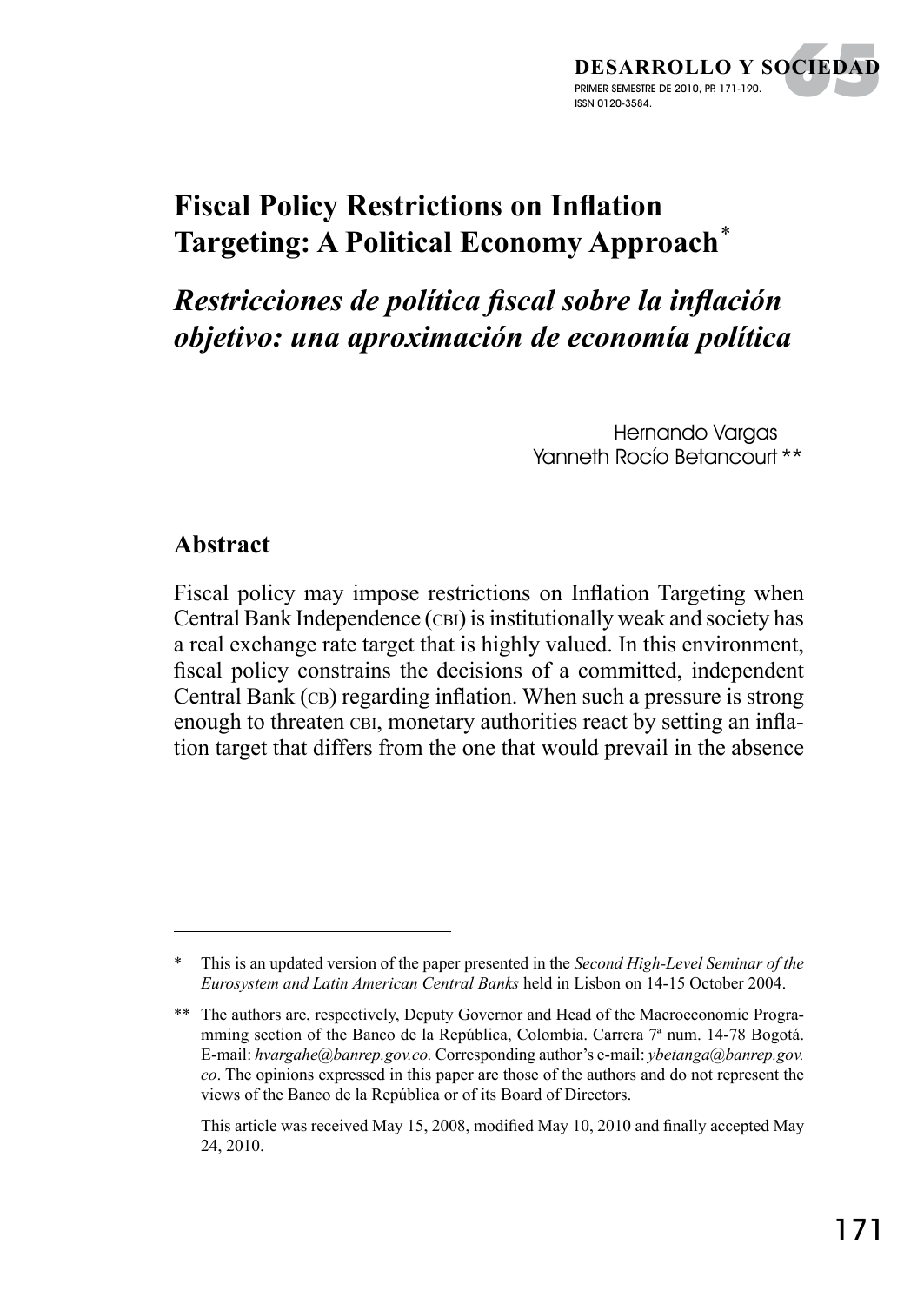# Fiscal Policy Restrictions on Inflation Targeting: A Political Economy Approach*

## *Restricciones de política fiscal sobre la inflación objetivo: una aproximación de economía política*

Hernando Vargas
Yanneth Rocío Betancourt **

### Abstract

Fiscal policy may impose restrictions on Inflation Targeting when Central Bank Independence (CBI) is institutionally weak and society has a real exchange rate target that is highly valued. In this environment, fiscal policy constrains the decisions of a committed, independent Central Bank (CB) regarding inflation. When such a pressure is strong enough to threaten CBI, monetary authorities react by setting an inflation target that differs from the one that would prevail in the absence

---

\* This is an updated version of the paper presented in the *Second High-Level Seminar of the Eurosystem and Latin American Central Banks* held in Lisbon on 14-15 October 2004.

\*\* The authors are, respectively, Deputy Governor and Head of the Macroeconomic Programming section of the Banco de la República, Colombia. Carrera 7ª num. 14-78 Bogotá. E-mail: *hvargahe@banrep.gov.co.* Corresponding author's e-mail: *ybetanga@banrep.gov.co*. The opinions expressed in this paper are those of the authors and do not represent the views of the Banco de la República or of its Board of Directors.

This article was received May 15, 2008, modified May 10, 2010 and finally accepted May 24, 2010.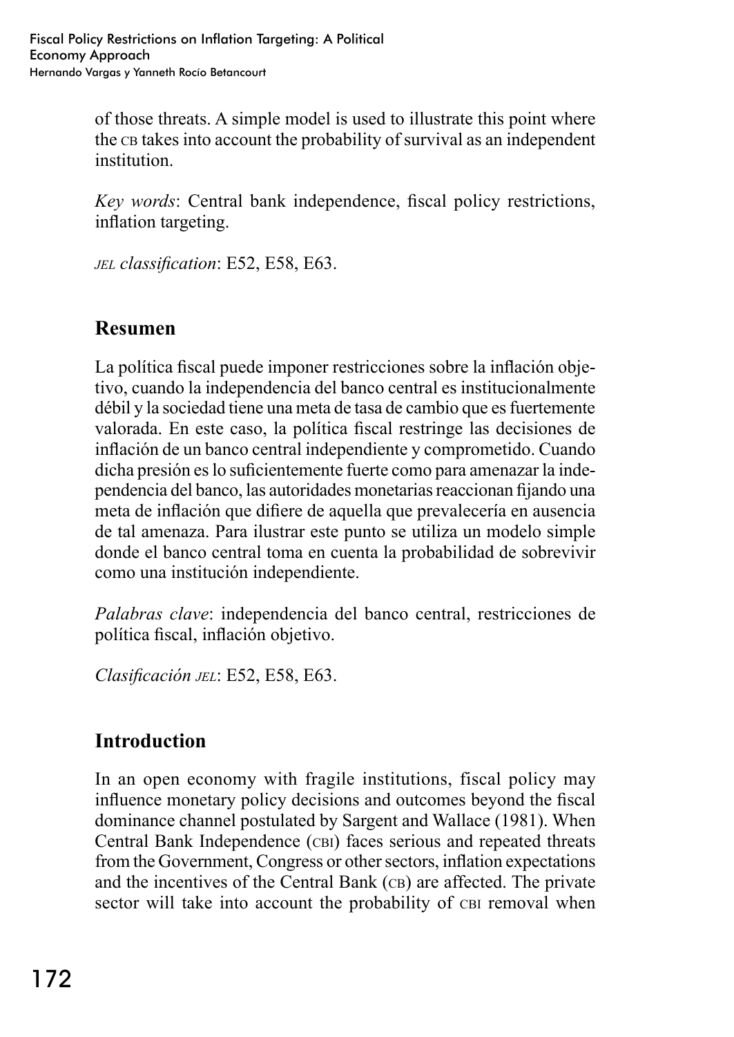of those threats. A simple model is used to illustrate this point where the CB takes into account the probability of survival as an independent institution.

*Key words*: Central bank independence, fiscal policy restrictions, inflation targeting.

*JEL classification*: E52, E58, E63.

## Resumen

La política fiscal puede imponer restricciones sobre la inflación objetivo, cuando la independencia del banco central es institucionalmente débil y la sociedad tiene una meta de tasa de cambio que es fuertemente valorada. En este caso, la política fiscal restringe las decisiones de inflación de un banco central independiente y comprometido. Cuando dicha presión es lo suficientemente fuerte como para amenazar la independencia del banco, las autoridades monetarias reaccionan fijando una meta de inflación que difiere de aquella que prevalecería en ausencia de tal amenaza. Para ilustrar este punto se utiliza un modelo simple donde el banco central toma en cuenta la probabilidad de sobrevivir como una institución independiente.

*Palabras clave*: independencia del banco central, restricciones de política fiscal, inflación objetivo.

*Clasificación JEL*: E52, E58, E63.

## Introduction

In an open economy with fragile institutions, fiscal policy may influence monetary policy decisions and outcomes beyond the fiscal dominance channel postulated by Sargent and Wallace (1981). When Central Bank Independence (CBI) faces serious and repeated threats from the Government, Congress or other sectors, inflation expectations and the incentives of the Central Bank (CB) are affected. The private sector will take into account the probability of CBI removal when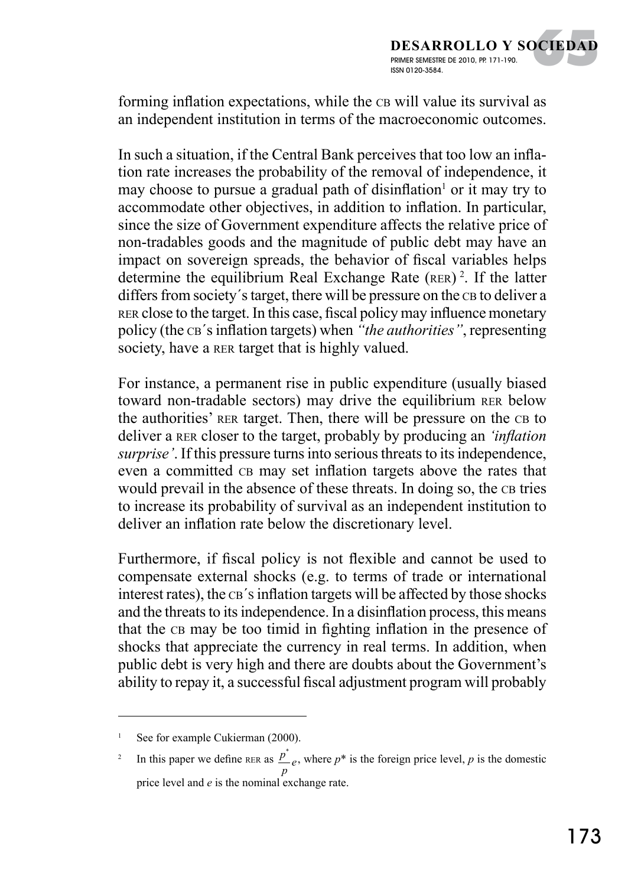forming inflation expectations, while the CB will value its survival as an independent institution in terms of the macroeconomic outcomes.

In such a situation, if the Central Bank perceives that too low an inflation rate increases the probability of the removal of independence, it may choose to pursue a gradual path of disinflation[1] or it may try to accommodate other objectives, in addition to inflation. In particular, since the size of Government expenditure affects the relative price of non-tradables goods and the magnitude of public debt may have an impact on sovereign spreads, the behavior of fiscal variables helps determine the equilibrium Real Exchange Rate (RER)[2]. If the latter differs from society´s target, there will be pressure on the CB to deliver a RER close to the target. In this case, fiscal policy may influence monetary policy (the CB´s inflation targets) when *"the authorities"*, representing society, have a RER target that is highly valued.

For instance, a permanent rise in public expenditure (usually biased toward non-tradable sectors) may drive the equilibrium RER below the authorities' RER target. Then, there will be pressure on the CB to deliver a RER closer to the target, probably by producing an *'inflation surprise'*. If this pressure turns into serious threats to its independence, even a committed CB may set inflation targets above the rates that would prevail in the absence of these threats. In doing so, the CB tries to increase its probability of survival as an independent institution to deliver an inflation rate below the discretionary level.

Furthermore, if fiscal policy is not flexible and cannot be used to compensate external shocks (e.g. to terms of trade or international interest rates), the CB´s inflation targets will be affected by those shocks and the threats to its independence. In a disinflation process, this means that the CB may be too timid in fighting inflation in the presence of shocks that appreciate the currency in real terms. In addition, when public debt is very high and there are doubts about the Government's ability to repay it, a successful fiscal adjustment program will probably

---

[1] See for example Cukierman (2000).

[2] In this paper we define RER as $\frac{p^*}{p}e$, where $p^*$ is the foreign price level, $p$ is the domestic price level and $e$ is the nominal exchange rate.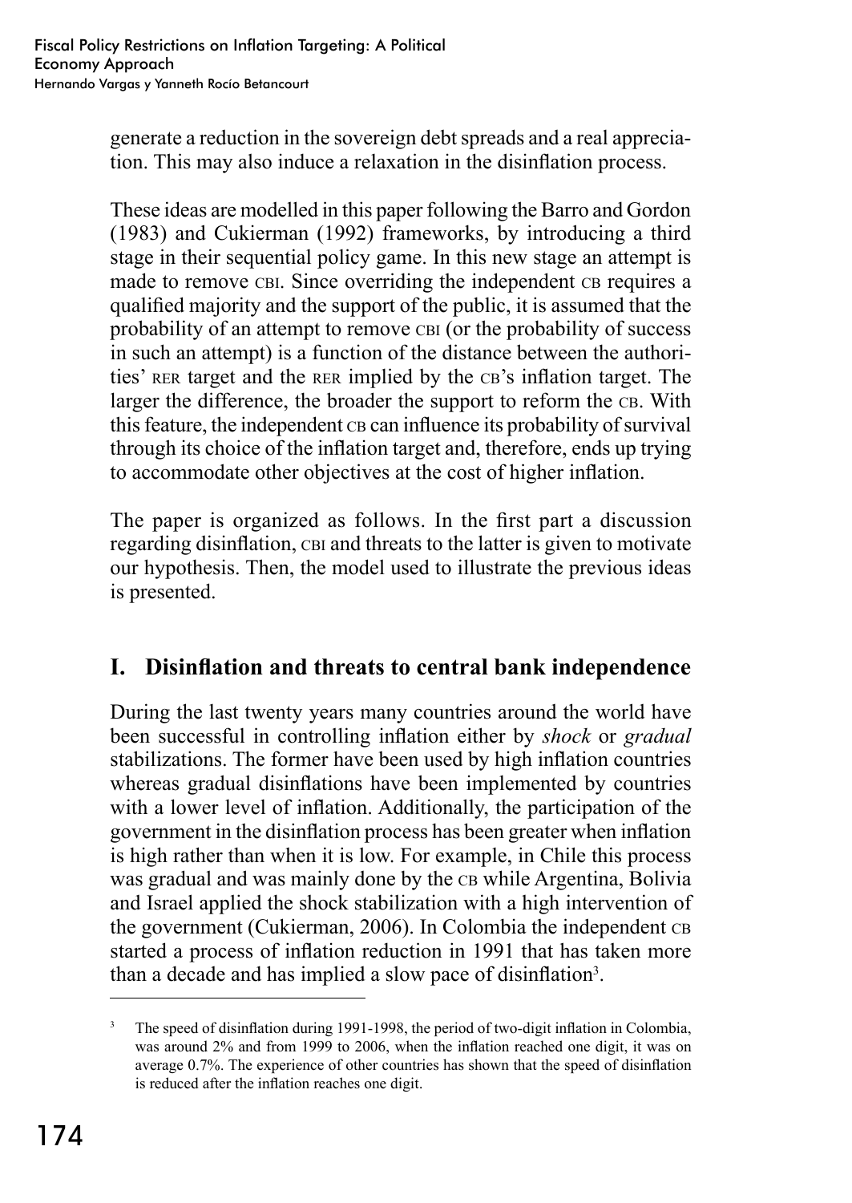generate a reduction in the sovereign debt spreads and a real appreciation. This may also induce a relaxation in the disinflation process.

These ideas are modelled in this paper following the Barro and Gordon (1983) and Cukierman (1992) frameworks, by introducing a third stage in their sequential policy game. In this new stage an attempt is made to remove CBI. Since overriding the independent CB requires a qualified majority and the support of the public, it is assumed that the probability of an attempt to remove CBI (or the probability of success in such an attempt) is a function of the distance between the authorities' RER target and the RER implied by the CB's inflation target. The larger the difference, the broader the support to reform the CB. With this feature, the independent CB can influence its probability of survival through its choice of the inflation target and, therefore, ends up trying to accommodate other objectives at the cost of higher inflation.

The paper is organized as follows. In the first part a discussion regarding disinflation, CBI and threats to the latter is given to motivate our hypothesis. Then, the model used to illustrate the previous ideas is presented.

## I. Disinflation and threats to central bank independence

During the last twenty years many countries around the world have been successful in controlling inflation either by *shock* or *gradual* stabilizations. The former have been used by high inflation countries whereas gradual disinflations have been implemented by countries with a lower level of inflation. Additionally, the participation of the government in the disinflation process has been greater when inflation is high rather than when it is low. For example, in Chile this process was gradual and was mainly done by the CB while Argentina, Bolivia and Israel applied the shock stabilization with a high intervention of the government (Cukierman, 2006). In Colombia the independent CB started a process of inflation reduction in 1991 that has taken more than a decade and has implied a slow pace of disinflation[3].

---

[3] The speed of disinflation during 1991-1998, the period of two-digit inflation in Colombia, was around 2% and from 1999 to 2006, when the inflation reached one digit, it was on average 0.7%. The experience of other countries has shown that the speed of disinflation is reduced after the inflation reaches one digit.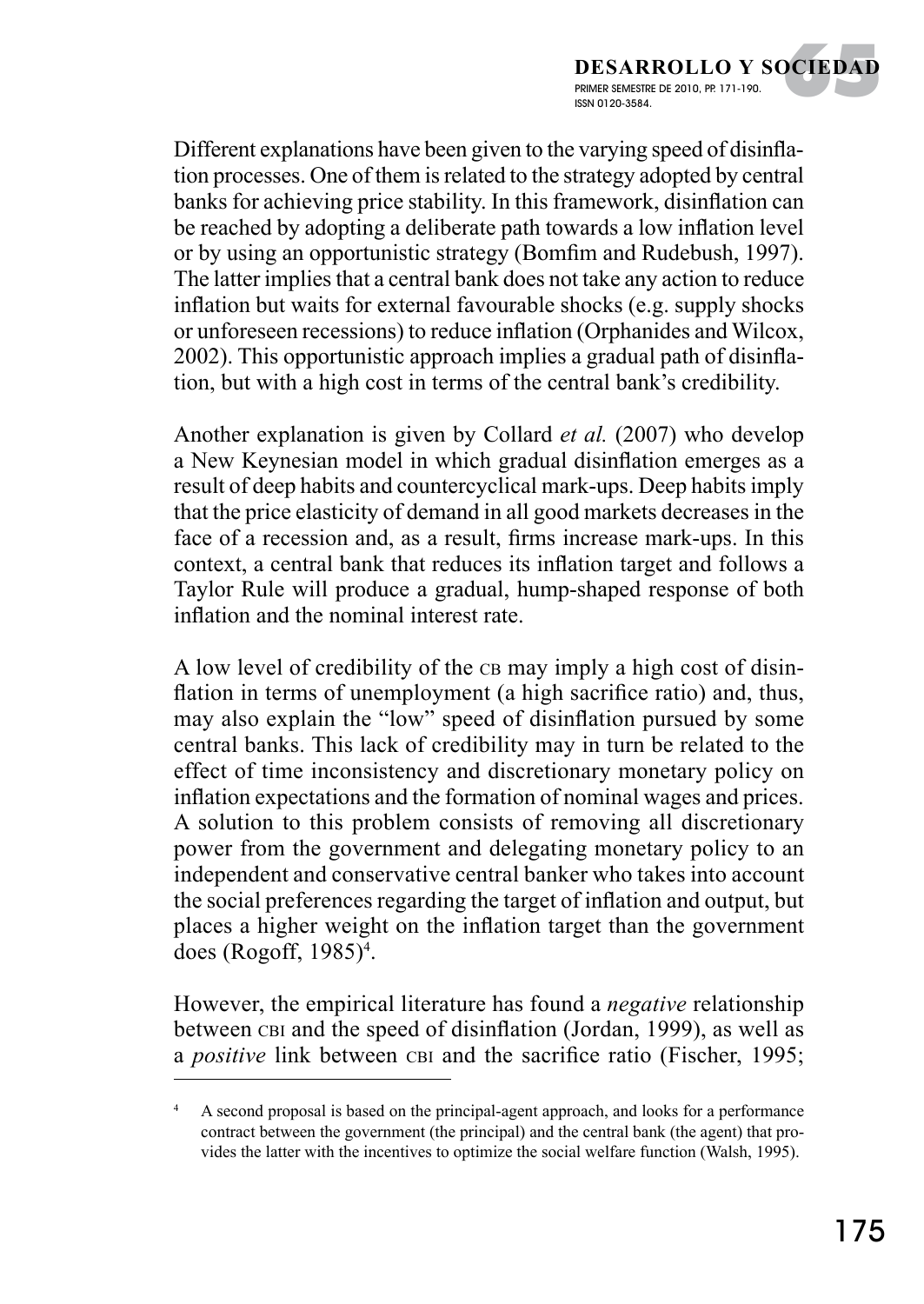Different explanations have been given to the varying speed of disinflation processes. One of them is related to the strategy adopted by central banks for achieving price stability. In this framework, disinflation can be reached by adopting a deliberate path towards a low inflation level or by using an opportunistic strategy (Bomfim and Rudebush, 1997). The latter implies that a central bank does not take any action to reduce inflation but waits for external favourable shocks (e.g. supply shocks or unforeseen recessions) to reduce inflation (Orphanides and Wilcox, 2002). This opportunistic approach implies a gradual path of disinflation, but with a high cost in terms of the central bank's credibility.

Another explanation is given by Collard *et al.* (2007) who develop a New Keynesian model in which gradual disinflation emerges as a result of deep habits and countercyclical mark-ups. Deep habits imply that the price elasticity of demand in all good markets decreases in the face of a recession and, as a result, firms increase mark-ups. In this context, a central bank that reduces its inflation target and follows a Taylor Rule will produce a gradual, hump-shaped response of both inflation and the nominal interest rate.

A low level of credibility of the CB may imply a high cost of disinflation in terms of unemployment (a high sacrifice ratio) and, thus, may also explain the "low" speed of disinflation pursued by some central banks. This lack of credibility may in turn be related to the effect of time inconsistency and discretionary monetary policy on inflation expectations and the formation of nominal wages and prices. A solution to this problem consists of removing all discretionary power from the government and delegating monetary policy to an independent and conservative central banker who takes into account the social preferences regarding the target of inflation and output, but places a higher weight on the inflation target than the government does (Rogoff, 1985)[4].

However, the empirical literature has found a *negative* relationship between CBI and the speed of disinflation (Jordan, 1999), as well as a *positive* link between CBI and the sacrifice ratio (Fischer, 1995;

[4] A second proposal is based on the principal-agent approach, and looks for a performance contract between the government (the principal) and the central bank (the agent) that provides the latter with the incentives to optimize the social welfare function (Walsh, 1995).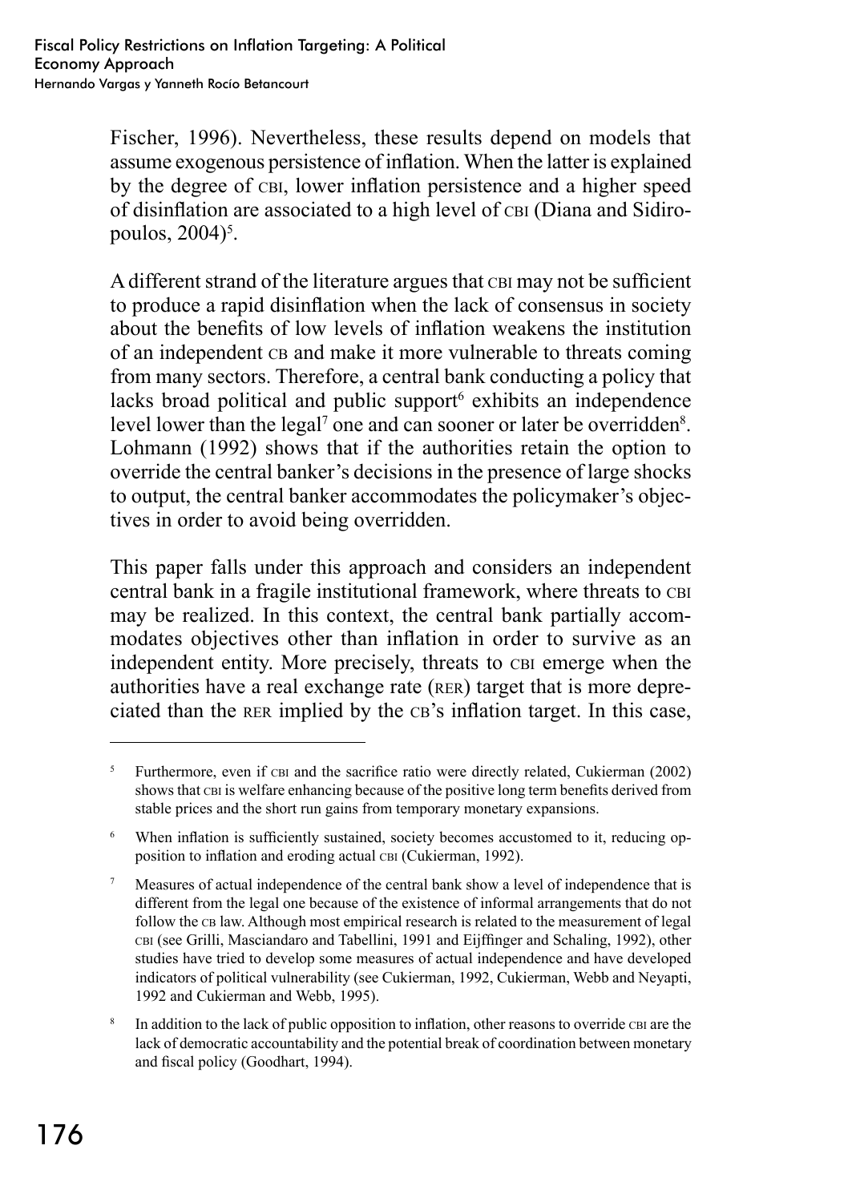Fischer, 1996). Nevertheless, these results depend on models that assume exogenous persistence of inflation. When the latter is explained by the degree of CBI, lower inflation persistence and a higher speed of disinflation are associated to a high level of CBI (Diana and Sidiropoulos, 2004)[5].

A different strand of the literature argues that CBI may not be sufficient to produce a rapid disinflation when the lack of consensus in society about the benefits of low levels of inflation weakens the institution of an independent CB and make it more vulnerable to threats coming from many sectors. Therefore, a central bank conducting a policy that lacks broad political and public support[6] exhibits an independence level lower than the legal[7] one and can sooner or later be overridden[8]. Lohmann (1992) shows that if the authorities retain the option to override the central banker's decisions in the presence of large shocks to output, the central banker accommodates the policymaker's objectives in order to avoid being overridden.

This paper falls under this approach and considers an independent central bank in a fragile institutional framework, where threats to CBI may be realized. In this context, the central bank partially accommodates objectives other than inflation in order to survive as an independent entity. More precisely, threats to CBI emerge when the authorities have a real exchange rate (RER) target that is more depreciated than the RER implied by the CB's inflation target. In this case,

---

[5] Furthermore, even if CBI and the sacrifice ratio were directly related, Cukierman (2002) shows that CBI is welfare enhancing because of the positive long term benefits derived from stable prices and the short run gains from temporary monetary expansions.

[6] When inflation is sufficiently sustained, society becomes accustomed to it, reducing opposition to inflation and eroding actual CBI (Cukierman, 1992).

[7] Measures of actual independence of the central bank show a level of independence that is different from the legal one because of the existence of informal arrangements that do not follow the CB law. Although most empirical research is related to the measurement of legal CBI (see Grilli, Masciandaro and Tabellini, 1991 and Eijffinger and Schaling, 1992), other studies have tried to develop some measures of actual independence and have developed indicators of political vulnerability (see Cukierman, 1992, Cukierman, Webb and Neyapti, 1992 and Cukierman and Webb, 1995).

[8] In addition to the lack of public opposition to inflation, other reasons to override CBI are the lack of democratic accountability and the potential break of coordination between monetary and fiscal policy (Goodhart, 1994).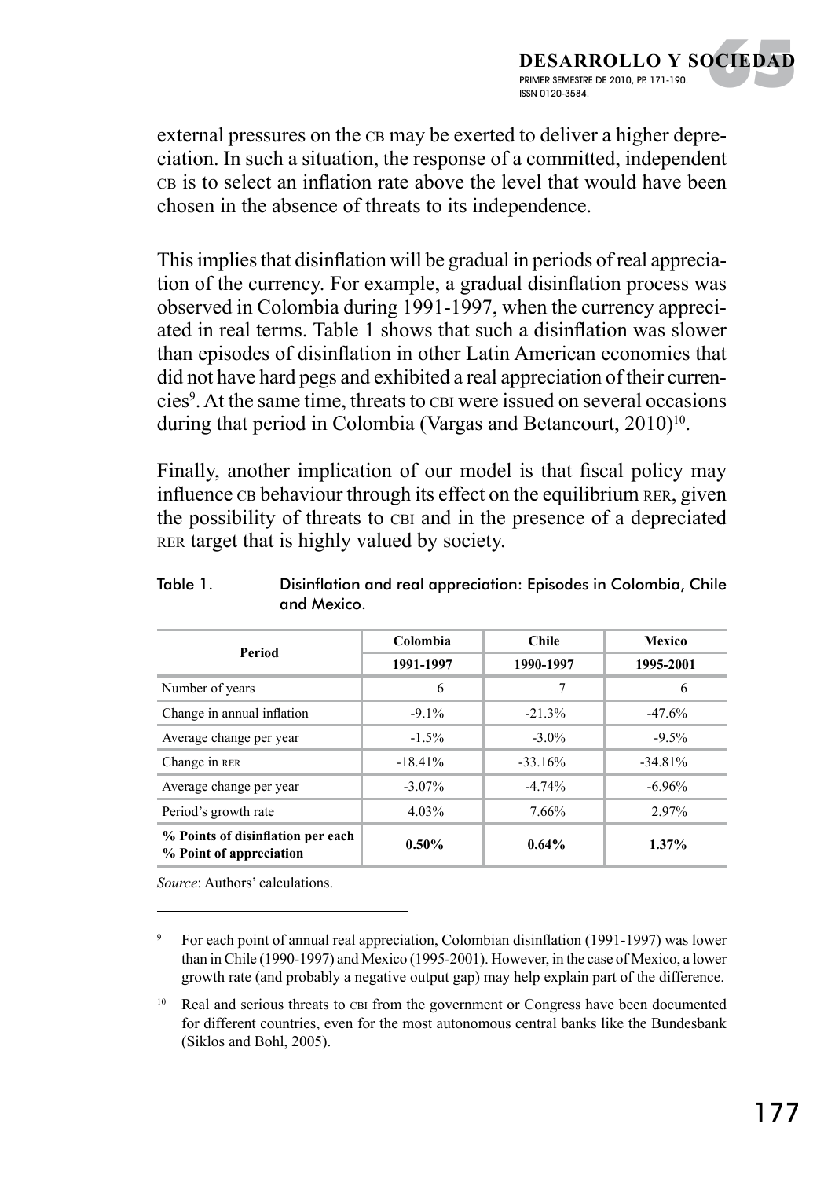external pressures on the CB may be exerted to deliver a higher depreciation. In such a situation, the response of a committed, independent CB is to select an inflation rate above the level that would have been chosen in the absence of threats to its independence.

This implies that disinflation will be gradual in periods of real appreciation of the currency. For example, a gradual disinflation process was observed in Colombia during 1991-1997, when the currency appreciated in real terms. Table 1 shows that such a disinflation was slower than episodes of disinflation in other Latin American economies that did not have hard pegs and exhibited a real appreciation of their currencies[9]. At the same time, threats to CBI were issued on several occasions during that period in Colombia (Vargas and Betancourt, 2010)[10].

Finally, another implication of our model is that fiscal policy may influence CB behaviour through its effect on the equilibrium RER, given the possibility of threats to CBI and in the presence of a depreciated RER target that is highly valued by society.

Table 1. Disinflation and real appreciation: Episodes in Colombia, Chile and Mexico.

| Period | Colombia | Chile | Mexico |
|---|---|---|---|
| | 1991-1997 | 1990-1997 | 1995-2001 |
| Number of years | 6 | 7 | 6 |
| Change in annual inflation | -9.1% | -21.3% | -47.6% |
| Average change per year | -1.5% | -3.0% | -9.5% |
| Change in RER | -18.41% | -33.16% | -34.81% |
| Average change per year | -3.07% | -4.74% | -6.96% |
| Period's growth rate | 4.03% | 7.66% | 2.97% |
| **% Points of disinflation per each % Point of appreciation** | **0.50%** | **0.64%** | **1.37%** |

*Source*: Authors' calculations.

[9] For each point of annual real appreciation, Colombian disinflation (1991-1997) was lower than in Chile (1990-1997) and Mexico (1995-2001). However, in the case of Mexico, a lower growth rate (and probably a negative output gap) may help explain part of the difference.

[10] Real and serious threats to CBI from the government or Congress have been documented for different countries, even for the most autonomous central banks like the Bundesbank (Siklos and Bohl, 2005).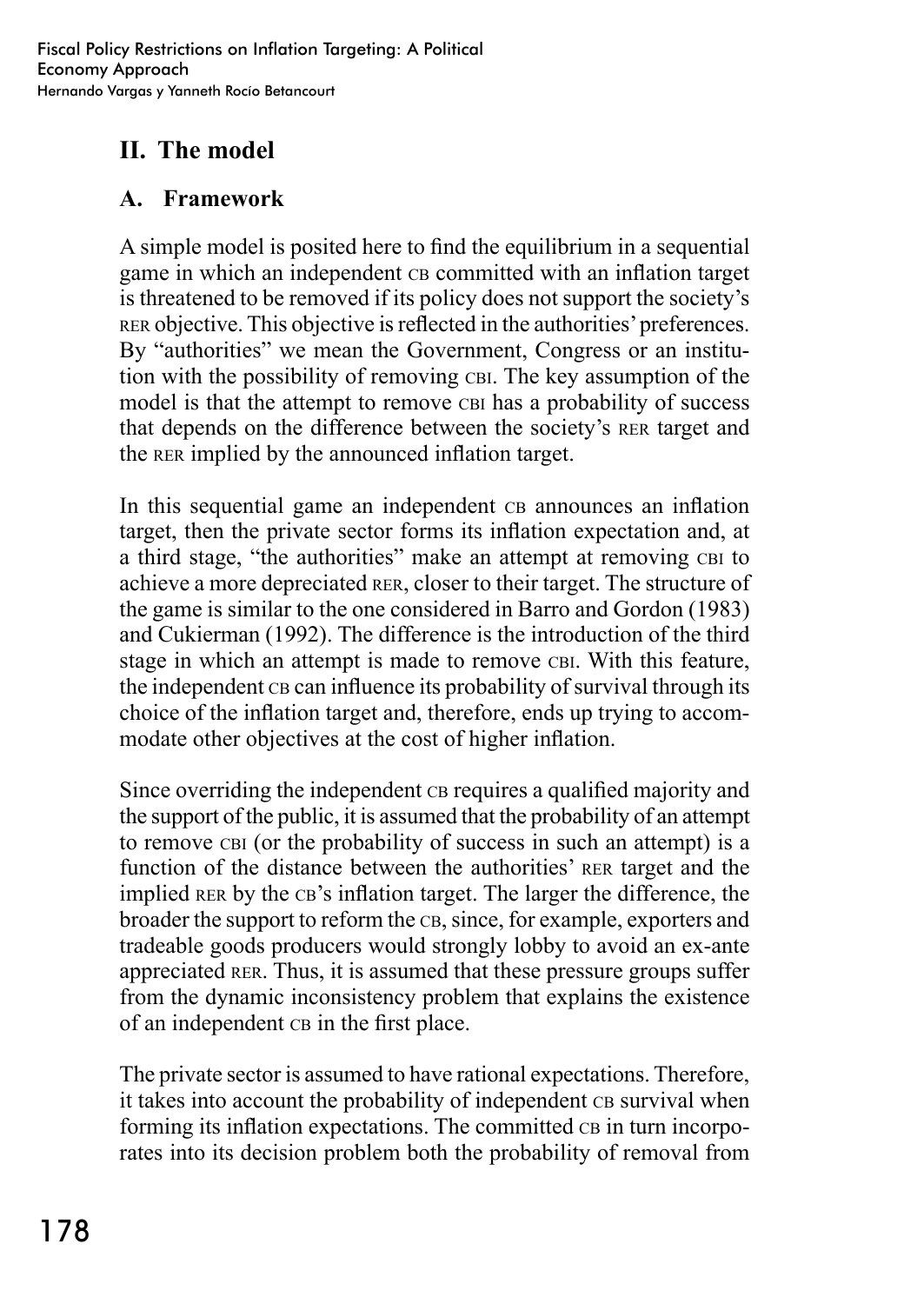## II. The model

### A. Framework

A simple model is posited here to find the equilibrium in a sequential game in which an independent CB committed with an inflation target is threatened to be removed if its policy does not support the society's RER objective. This objective is reflected in the authorities' preferences. By "authorities" we mean the Government, Congress or an institution with the possibility of removing CBI. The key assumption of the model is that the attempt to remove CBI has a probability of success that depends on the difference between the society's RER target and the RER implied by the announced inflation target.

In this sequential game an independent CB announces an inflation target, then the private sector forms its inflation expectation and, at a third stage, "the authorities" make an attempt at removing CBI to achieve a more depreciated RER, closer to their target. The structure of the game is similar to the one considered in Barro and Gordon (1983) and Cukierman (1992). The difference is the introduction of the third stage in which an attempt is made to remove CBI. With this feature, the independent CB can influence its probability of survival through its choice of the inflation target and, therefore, ends up trying to accommodate other objectives at the cost of higher inflation.

Since overriding the independent CB requires a qualified majority and the support of the public, it is assumed that the probability of an attempt to remove CBI (or the probability of success in such an attempt) is a function of the distance between the authorities' RER target and the implied RER by the CB's inflation target. The larger the difference, the broader the support to reform the CB, since, for example, exporters and tradeable goods producers would strongly lobby to avoid an ex-ante appreciated RER. Thus, it is assumed that these pressure groups suffer from the dynamic inconsistency problem that explains the existence of an independent CB in the first place.

The private sector is assumed to have rational expectations. Therefore, it takes into account the probability of independent CB survival when forming its inflation expectations. The committed CB in turn incorporates into its decision problem both the probability of removal from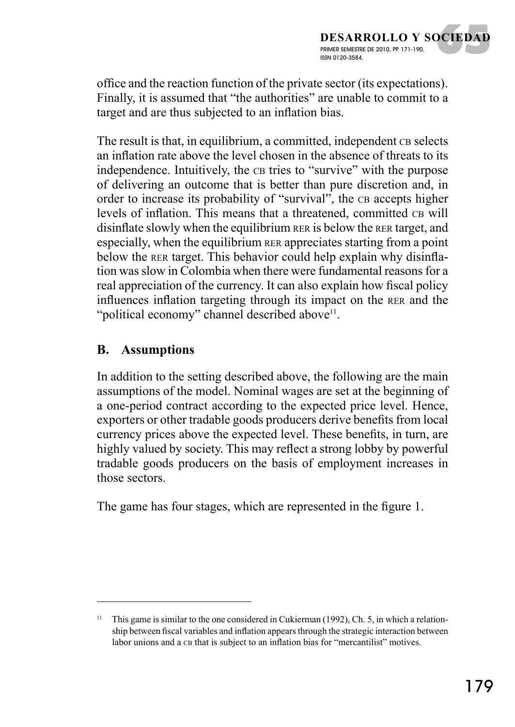office and the reaction function of the private sector (its expectations). Finally, it is assumed that "the authorities" are unable to commit to a target and are thus subjected to an inflation bias.

The result is that, in equilibrium, a committed, independent CB selects an inflation rate above the level chosen in the absence of threats to its independence. Intuitively, the CB tries to "survive" with the purpose of delivering an outcome that is better than pure discretion and, in order to increase its probability of "survival", the CB accepts higher levels of inflation. This means that a threatened, committed CB will disinflate slowly when the equilibrium RER is below the RER target, and especially, when the equilibrium RER appreciates starting from a point below the RER target. This behavior could help explain why disinflation was slow in Colombia when there were fundamental reasons for a real appreciation of the currency. It can also explain how fiscal policy influences inflation targeting through its impact on the RER and the "political economy" channel described above[11].

## B. Assumptions

In addition to the setting described above, the following are the main assumptions of the model. Nominal wages are set at the beginning of a one-period contract according to the expected price level. Hence, exporters or other tradable goods producers derive benefits from local currency prices above the expected level. These benefits, in turn, are highly valued by society. This may reflect a strong lobby by powerful tradable goods producers on the basis of employment increases in those sectors.

The game has four stages, which are represented in the figure 1.

---

[11] This game is similar to the one considered in Cukierman (1992), Ch. 5, in which a relationship between fiscal variables and inflation appears through the strategic interaction between labor unions and a CB that is subject to an inflation bias for "mercantilist" motives.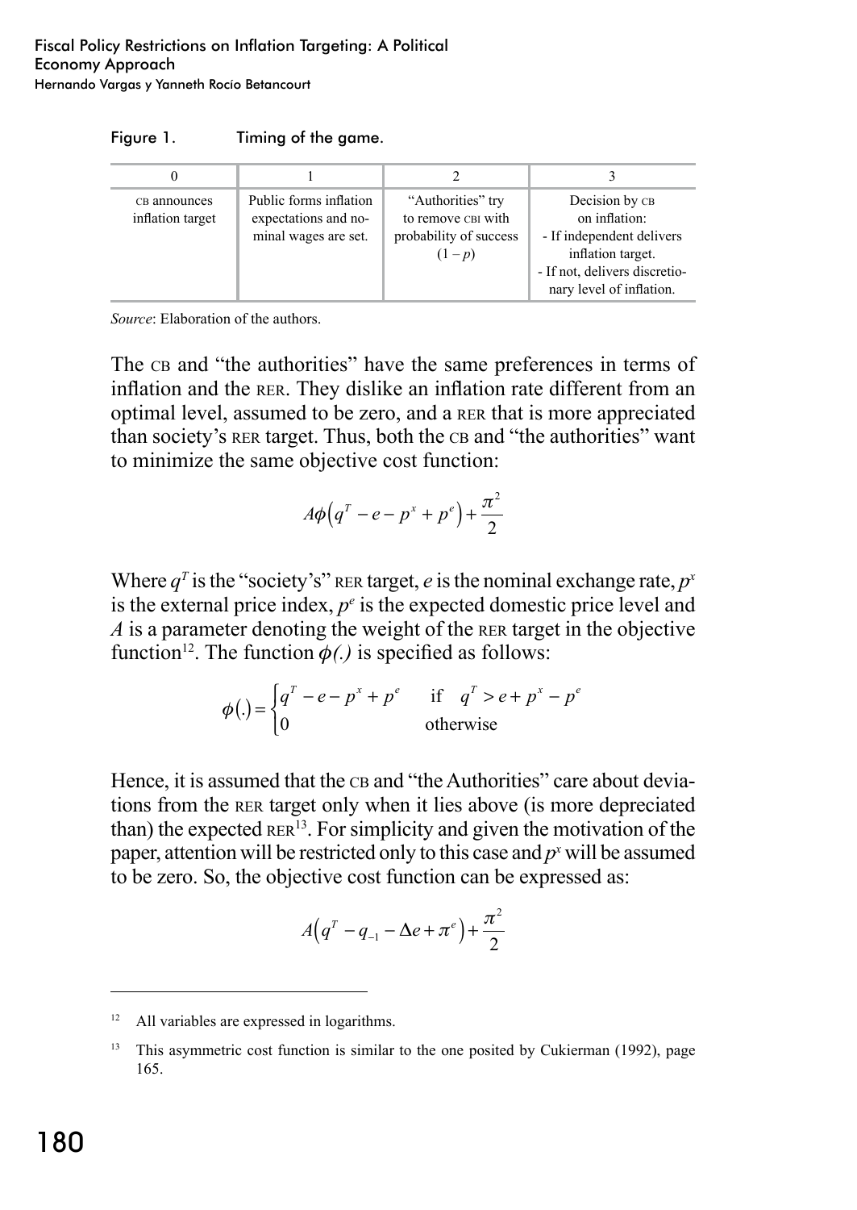Figure 1. Timing of the game.

| 0 | 1 | 2 | 3 |
|---|---|---|---|
| CB announces inflation target | Public forms inflation expectations and nominal wages are set. | "Authorities" try to remove CBI with probability of success $(1 - p)$ | Decision by CB on inflation:<br>- If independent delivers inflation target.<br>- If not, delivers discretionary level of inflation. |

*Source*: Elaboration of the authors.

The CB and "the authorities" have the same preferences in terms of inflation and the RER. They dislike an inflation rate different from an optimal level, assumed to be zero, and a RER that is more appreciated than society's RER target. Thus, both the CB and "the authorities" want to minimize the same objective cost function:

$$A\phi\left(q^T - e - p^x + p^e\right) + \frac{\pi^2}{2}$$

Where $q^T$ is the "society's" RER target, $e$ is the nominal exchange rate, $p^x$ is the external price index, $p^e$ is the expected domestic price level and $A$ is a parameter denoting the weight of the RER target in the objective function[12]. The function $\phi(.)$ is specified as follows:

$$\phi(.) = \begin{cases} q^T - e - p^x + p^e & \text{if} \quad q^T > e + p^x - p^e \\ 0 & \text{otherwise} \end{cases}$$

Hence, it is assumed that the CB and "the Authorities" care about deviations from the RER target only when it lies above (is more depreciated than) the expected RER[13]. For simplicity and given the motivation of the paper, attention will be restricted only to this case and $p^x$ will be assumed to be zero. So, the objective cost function can be expressed as:

$$A\left(q^T - q_{-1} - \Delta e + \pi^e\right) + \frac{\pi^2}{2}$$

---

[12] All variables are expressed in logarithms.

[13] This asymmetric cost function is similar to the one posited by Cukierman (1992), page 165.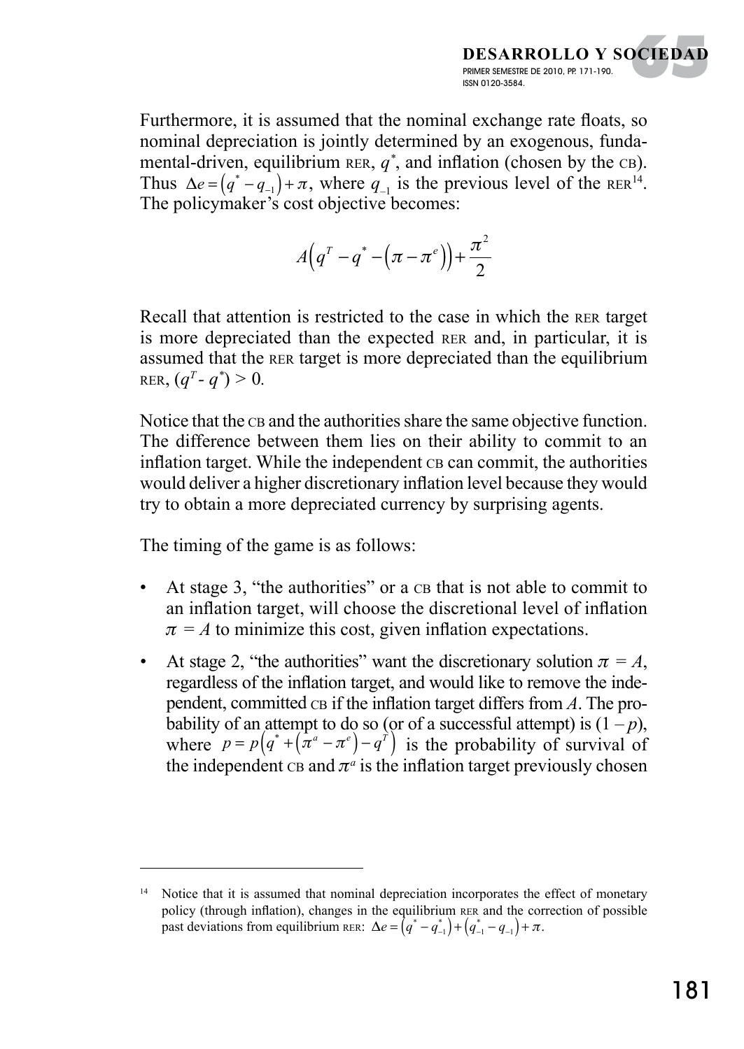Furthermore, it is assumed that the nominal exchange rate floats, so nominal depreciation is jointly determined by an exogenous, fundamental-driven, equilibrium RER, $q^*$, and inflation (chosen by the CB). Thus $\Delta e = (q^* - q_{-1}) + \pi$, where $q_{-1}$ is the previous level of the RER[14]. The policymaker's cost objective becomes:

$$A\left(q^T - q^* - \left(\pi - \pi^e\right)\right) + \frac{\pi^2}{2}$$

Recall that attention is restricted to the case in which the RER target is more depreciated than the expected RER and, in particular, it is assumed that the RER target is more depreciated than the equilibrium RER, $(q^T - q^*) > 0$.

Notice that the CB and the authorities share the same objective function. The difference between them lies on their ability to commit to an inflation target. While the independent CB can commit, the authorities would deliver a higher discretionary inflation level because they would try to obtain a more depreciated currency by surprising agents.

The timing of the game is as follows:

- At stage 3, "the authorities" or a CB that is not able to commit to an inflation target, will choose the discretional level of inflation $\pi = A$ to minimize this cost, given inflation expectations.
- At stage 2, "the authorities" want the discretionary solution $\pi = A$, regardless of the inflation target, and would like to remove the independent, committed CB if the inflation target differs from $A$. The probability of an attempt to do so (or of a successful attempt) is $(1 - p)$, where $p = p\left(q^* + \left(\pi^a - \pi^e\right) - q^T\right)$ is the probability of survival of the independent CB and $\pi^a$ is the inflation target previously chosen

---

[14] Notice that it is assumed that nominal depreciation incorporates the effect of monetary policy (through inflation), changes in the equilibrium RER and the correction of possible past deviations from equilibrium RER: $\Delta e = \left(q^* - q^*_{-1}\right) + \left(q^*_{-1} - q_{-1}\right) + \pi$.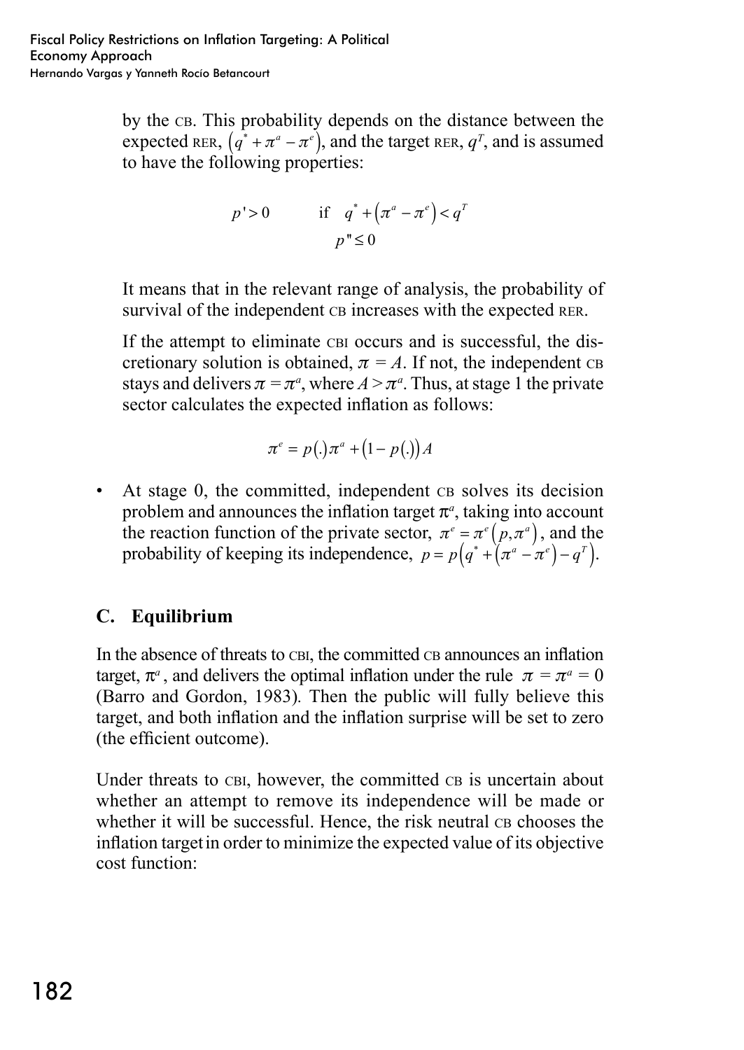by the CB. This probability depends on the distance between the expected RER, $\left(q^{*}+\pi^{a}-\pi^{e}\right)$, and the target RER, $q^{T}$, and is assumed to have the following properties:

$$p'>0 \qquad \text{if} \quad q^{*}+\left(\pi^{a}-\pi^{e}\right)<q^{T}$$
$$p''\leq 0$$

It means that in the relevant range of analysis, the probability of survival of the independent CB increases with the expected RER.

If the attempt to eliminate CBI occurs and is successful, the discretionary solution is obtained, $\pi = A$. If not, the independent CB stays and delivers $\pi = \pi^{a}$, where $A > \pi^{a}$. Thus, at stage 1 the private sector calculates the expected inflation as follows:

$$\pi^{e} = p(.)\pi^{a} + \left(1 - p(.)\right)A$$

- At stage 0, the committed, independent CB solves its decision problem and announces the inflation target $\pi^{a}$, taking into account the reaction function of the private sector, $\pi^{e} = \pi^{e}\left(p, \pi^{a}\right)$, and the probability of keeping its independence, $p = p\left(q^{*} + \left(\pi^{a} - \pi^{e}\right) - q^{T}\right)$.

## C. Equilibrium

In the absence of threats to CBI, the committed CB announces an inflation target, $\pi^{a}$, and delivers the optimal inflation under the rule $\pi = \pi^{a} = 0$ (Barro and Gordon, 1983). Then the public will fully believe this target, and both inflation and the inflation surprise will be set to zero (the efficient outcome).

Under threats to CBI, however, the committed CB is uncertain about whether an attempt to remove its independence will be made or whether it will be successful. Hence, the risk neutral CB chooses the inflation target in order to minimize the expected value of its objective cost function: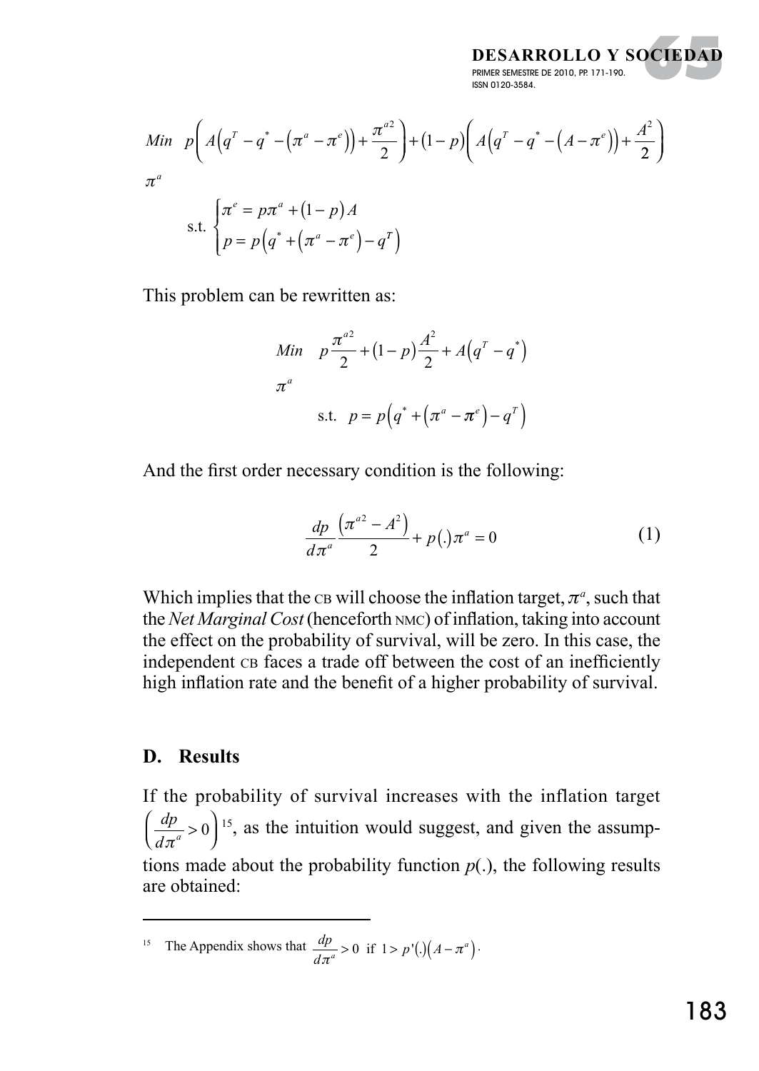$$
\underset{\pi^a}{Min} \quad p\left(A\left(q^T - q^* - \left(\pi^a - \pi^e\right)\right) + \frac{\pi^{a2}}{2}\right) + (1-p)\left(A\left(q^T - q^* - \left(A - \pi^e\right)\right) + \frac{A^2}{2}\right)
$$

$$
\text{s.t.} \begin{cases} \pi^e = p\pi^a + (1-p)A \\ p = p\left(q^* + \left(\pi^a - \pi^e\right) - q^T\right) \end{cases}
$$

This problem can be rewritten as:

$$
\underset{\pi^a}{Min} \quad p\frac{\pi^{a2}}{2} + (1-p)\frac{A^2}{2} + A\left(q^T - q^*\right)
$$

$$
\text{s.t.} \quad p = p\left(q^* + \left(\pi^a - \pi^e\right) - q^T\right)
$$

And the first order necessary condition is the following:

$$
\frac{dp}{d\pi^a}\frac{\left(\pi^{a2} - A^2\right)}{2} + p(.)\pi^a = 0 \tag{1}
$$

Which implies that the CB will choose the inflation target, $\pi^a$, such that the *Net Marginal Cost* (henceforth NMC) of inflation, taking into account the effect on the probability of survival, will be zero. In this case, the independent CB faces a trade off between the cost of an inefficiently high inflation rate and the benefit of a higher probability of survival.

## D. Results

If the probability of survival increases with the inflation target $\left(\frac{dp}{d\pi^a} > 0\right)$[15], as the intuition would suggest, and given the assumptions made about the probability function $p(.)$, the following results are obtained:

---

[15] The Appendix shows that $\frac{dp}{d\pi^a} > 0$ if $1 > p'(.)\left(A - \pi^a\right)$.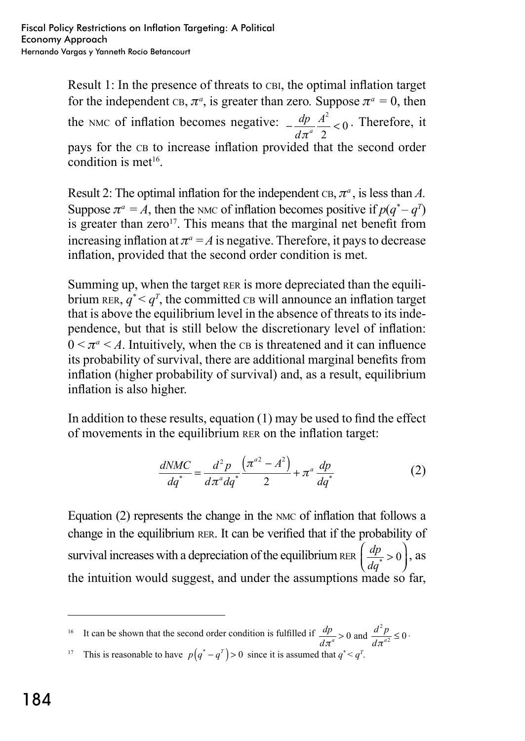Result 1: In the presence of threats to CBI, the optimal inflation target for the independent CB, $\pi^a$, is greater than zero. Suppose $\pi^a = 0$, then the NMC of inflation becomes negative: $-\frac{dp}{d\pi^a}\frac{A^2}{2} < 0$. Therefore, it pays for the CB to increase inflation provided that the second order condition is met[16].

Result 2: The optimal inflation for the independent CB, $\pi^a$, is less than $A$. Suppose $\pi^a = A$, then the NMC of inflation becomes positive if $p(q^* - q^T)$ is greater than zero[17]. This means that the marginal net benefit from increasing inflation at $\pi^a = A$ is negative. Therefore, it pays to decrease inflation, provided that the second order condition is met.

Summing up, when the target RER is more depreciated than the equilibrium RER, $q^* < q^T$, the committed CB will announce an inflation target that is above the equilibrium level in the absence of threats to its independence, but that is still below the discretionary level of inflation: $0 < \pi^a < A$. Intuitively, when the CB is threatened and it can influence its probability of survival, there are additional marginal benefits from inflation (higher probability of survival) and, as a result, equilibrium inflation is also higher.

In addition to these results, equation (1) may be used to find the effect of movements in the equilibrium RER on the inflation target:

$$\frac{dNMC}{dq^*} = \frac{d^2 p}{d\pi^a dq^*}\frac{\left(\pi^{a2} - A^2\right)}{2} + \pi^a \frac{dp}{dq^*} \tag{2}$$

Equation (2) represents the change in the NMC of inflation that follows a change in the equilibrium RER. It can be verified that if the probability of survival increases with a depreciation of the equilibrium RER $\left(\frac{dp}{dq^*} > 0\right)$, as the intuition would suggest, and under the assumptions made so far,

---

[16] It can be shown that the second order condition is fulfilled if $\frac{dp}{d\pi^a} > 0$ and $\frac{d^2 p}{d\pi^{a2}} \leq 0$.

[17] This is reasonable to have $p\left(q^* - q^T\right) > 0$ since it is assumed that $q^* < q^T$.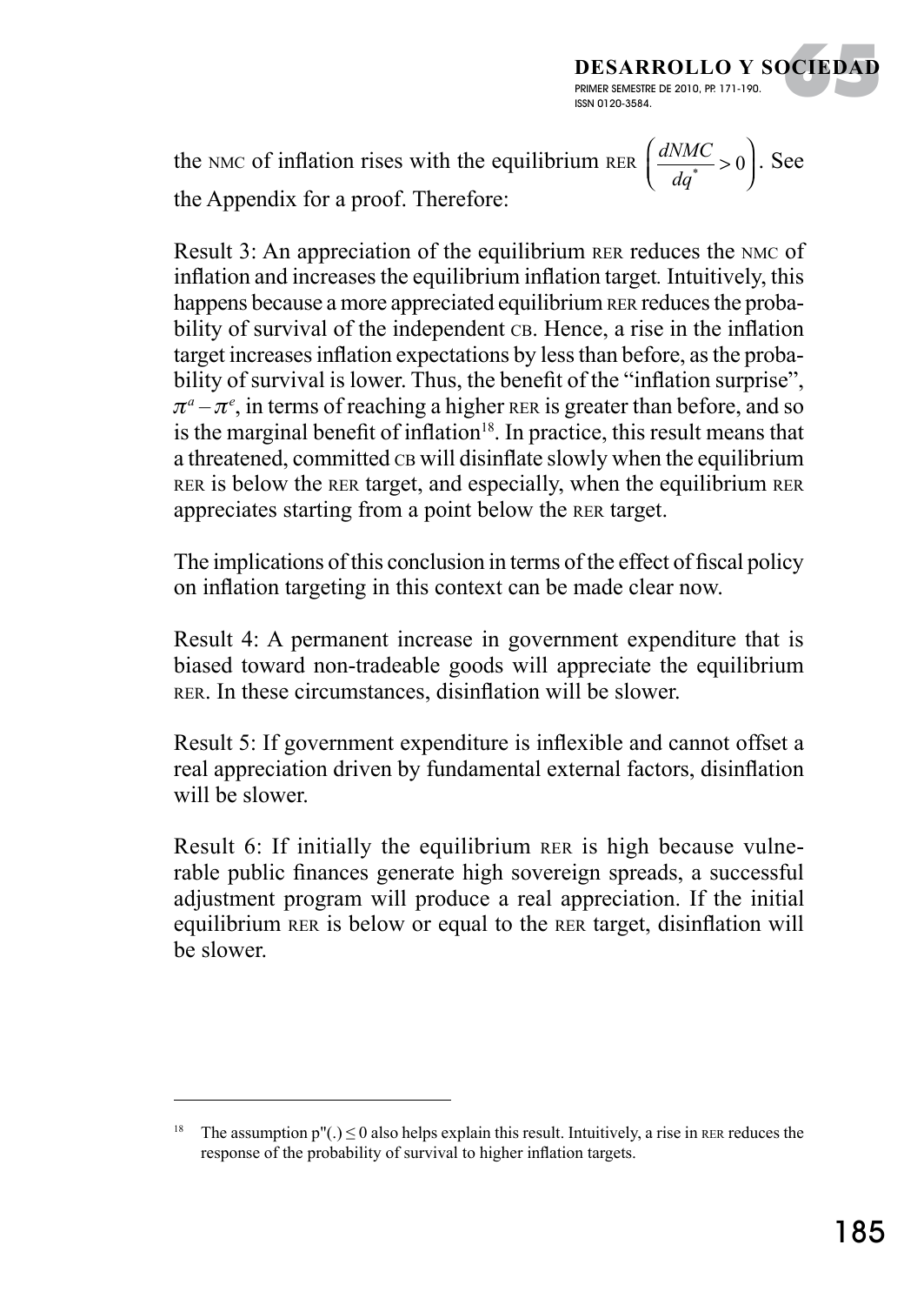the NMC of inflation rises with the equilibrium RER $\left(\frac{dNMC}{dq^*} > 0\right)$. See the Appendix for a proof. Therefore:

Result 3: An appreciation of the equilibrium RER reduces the NMC of inflation and increases the equilibrium inflation target. Intuitively, this happens because a more appreciated equilibrium RER reduces the probability of survival of the independent CB. Hence, a rise in the inflation target increases inflation expectations by less than before, as the probability of survival is lower. Thus, the benefit of the "inflation surprise", $\pi^a - \pi^e$, in terms of reaching a higher RER is greater than before, and so is the marginal benefit of inflation[18]. In practice, this result means that a threatened, committed CB will disinflate slowly when the equilibrium RER is below the RER target, and especially, when the equilibrium RER appreciates starting from a point below the RER target.

The implications of this conclusion in terms of the effect of fiscal policy on inflation targeting in this context can be made clear now.

Result 4: A permanent increase in government expenditure that is biased toward non-tradeable goods will appreciate the equilibrium RER. In these circumstances, disinflation will be slower.

Result 5: If government expenditure is inflexible and cannot offset a real appreciation driven by fundamental external factors, disinflation will be slower.

Result 6: If initially the equilibrium RER is high because vulnerable public finances generate high sovereign spreads, a successful adjustment program will produce a real appreciation. If the initial equilibrium RER is below or equal to the RER target, disinflation will be slower.

[18] The assumption $p''(.) \leq 0$ also helps explain this result. Intuitively, a rise in RER reduces the response of the probability of survival to higher inflation targets.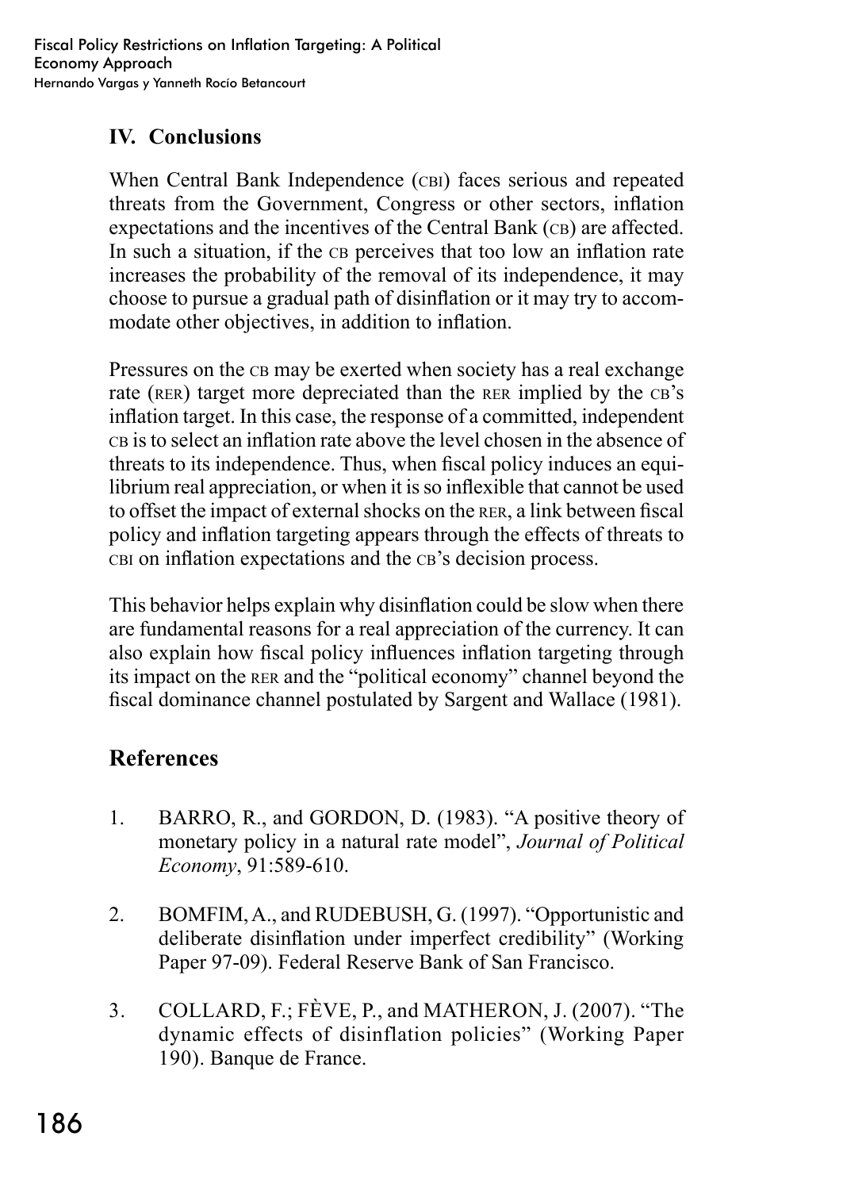## IV. Conclusions

When Central Bank Independence (CBI) faces serious and repeated threats from the Government, Congress or other sectors, inflation expectations and the incentives of the Central Bank (CB) are affected. In such a situation, if the CB perceives that too low an inflation rate increases the probability of the removal of its independence, it may choose to pursue a gradual path of disinflation or it may try to accommodate other objectives, in addition to inflation.

Pressures on the CB may be exerted when society has a real exchange rate (RER) target more depreciated than the RER implied by the CB's inflation target. In this case, the response of a committed, independent CB is to select an inflation rate above the level chosen in the absence of threats to its independence. Thus, when fiscal policy induces an equilibrium real appreciation, or when it is so inflexible that cannot be used to offset the impact of external shocks on the RER, a link between fiscal policy and inflation targeting appears through the effects of threats to CBI on inflation expectations and the CB's decision process.

This behavior helps explain why disinflation could be slow when there are fundamental reasons for a real appreciation of the currency. It can also explain how fiscal policy influences inflation targeting through its impact on the RER and the "political economy" channel beyond the fiscal dominance channel postulated by Sargent and Wallace (1981).

## References

1. BARRO, R., and GORDON, D. (1983). "A positive theory of monetary policy in a natural rate model", *Journal of Political Economy*, 91:589-610.

2. BOMFIM, A., and RUDEBUSH, G. (1997). "Opportunistic and deliberate disinflation under imperfect credibility" (Working Paper 97-09). Federal Reserve Bank of San Francisco.

3. COLLARD, F.; FÈVE, P., and MATHERON, J. (2007). "The dynamic effects of disinflation policies" (Working Paper 190). Banque de France.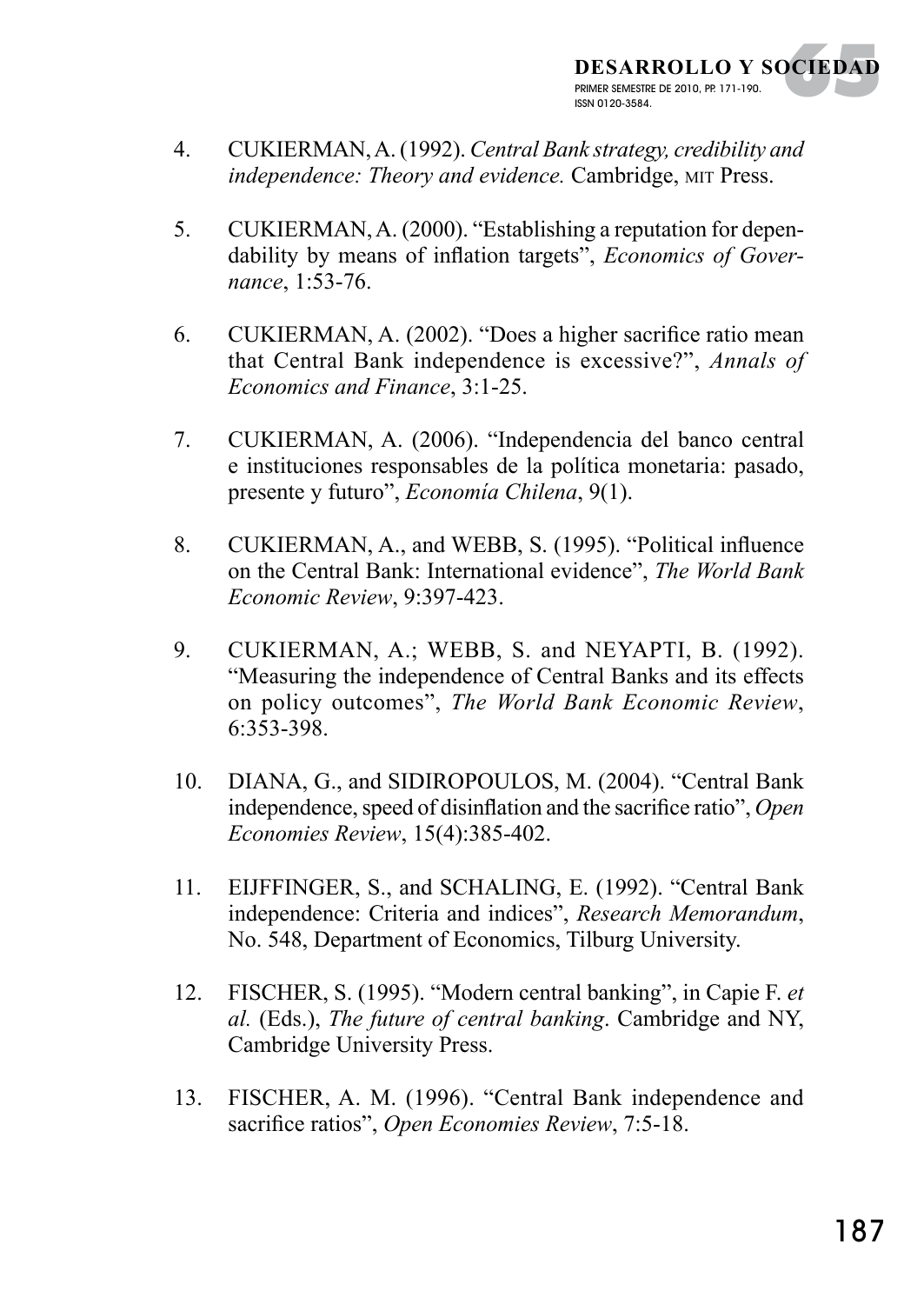4. CUKIERMAN, A. (1992). *Central Bank strategy, credibility and independence: Theory and evidence.* Cambridge, MIT Press.

5. CUKIERMAN, A. (2000). "Establishing a reputation for dependability by means of inflation targets", *Economics of Governance*, 1:53-76.

6. CUKIERMAN, A. (2002). "Does a higher sacrifice ratio mean that Central Bank independence is excessive?", *Annals of Economics and Finance*, 3:1-25.

7. CUKIERMAN, A. (2006). "Independencia del banco central e instituciones responsables de la política monetaria: pasado, presente y futuro", *Economía Chilena*, 9(1).

8. CUKIERMAN, A., and WEBB, S. (1995). "Political influence on the Central Bank: International evidence", *The World Bank Economic Review*, 9:397-423.

9. CUKIERMAN, A.; WEBB, S. and NEYAPTI, B. (1992). "Measuring the independence of Central Banks and its effects on policy outcomes", *The World Bank Economic Review*, 6:353-398.

10. DIANA, G., and SIDIROPOULOS, M. (2004). "Central Bank independence, speed of disinflation and the sacrifice ratio", *Open Economies Review*, 15(4):385-402.

11. EIJFFINGER, S., and SCHALING, E. (1992). "Central Bank independence: Criteria and indices", *Research Memorandum*, No. 548, Department of Economics, Tilburg University.

12. FISCHER, S. (1995). "Modern central banking", in Capie F. *et al.* (Eds.), *The future of central banking*. Cambridge and NY, Cambridge University Press.

13. FISCHER, A. M. (1996). "Central Bank independence and sacrifice ratios", *Open Economies Review*, 7:5-18.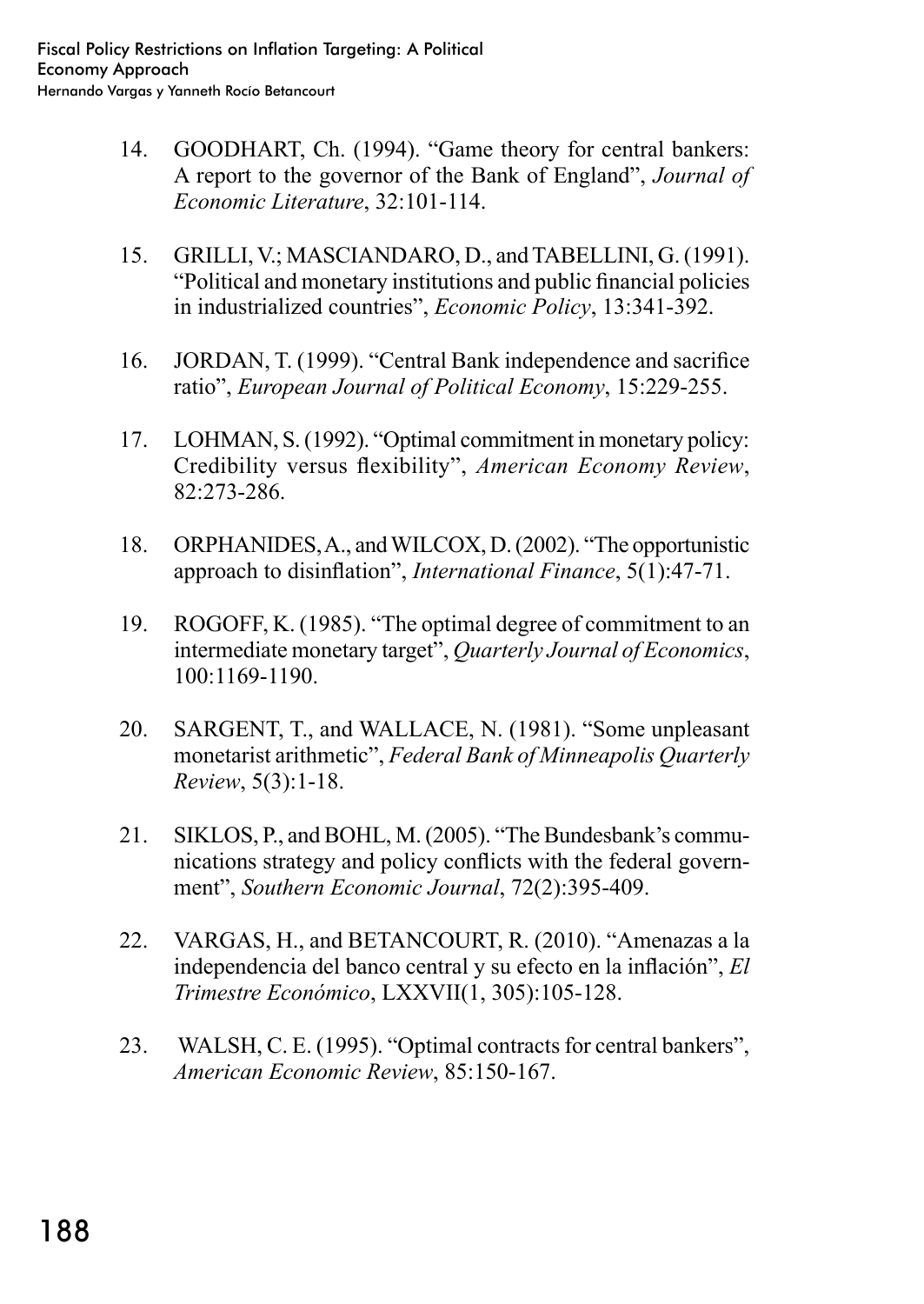14. GOODHART, Ch. (1994). "Game theory for central bankers: A report to the governor of the Bank of England", *Journal of Economic Literature*, 32:101-114.

15. GRILLI, V.; MASCIANDARO, D., and TABELLINI, G. (1991). "Political and monetary institutions and public financial policies in industrialized countries", *Economic Policy*, 13:341-392.

16. JORDAN, T. (1999). "Central Bank independence and sacrifice ratio", *European Journal of Political Economy*, 15:229-255.

17. LOHMAN, S. (1992). "Optimal commitment in monetary policy: Credibility versus flexibility", *American Economy Review*, 82:273-286.

18. ORPHANIDES, A., and WILCOX, D. (2002). "The opportunistic approach to disinflation", *International Finance*, 5(1):47-71.

19. ROGOFF, K. (1985). "The optimal degree of commitment to an intermediate monetary target", *Quarterly Journal of Economics*, 100:1169-1190.

20. SARGENT, T., and WALLACE, N. (1981). "Some unpleasant monetarist arithmetic", *Federal Bank of Minneapolis Quarterly Review*, 5(3):1-18.

21. SIKLOS, P., and BOHL, M. (2005). "The Bundesbank's communications strategy and policy conflicts with the federal government", *Southern Economic Journal*, 72(2):395-409.

22. VARGAS, H., and BETANCOURT, R. (2010). "Amenazas a la independencia del banco central y su efecto en la inflación", *El Trimestre Económico*, LXXVII(1, 305):105-128.

23. WALSH, C. E. (1995). "Optimal contracts for central bankers", *American Economic Review*, 85:150-167.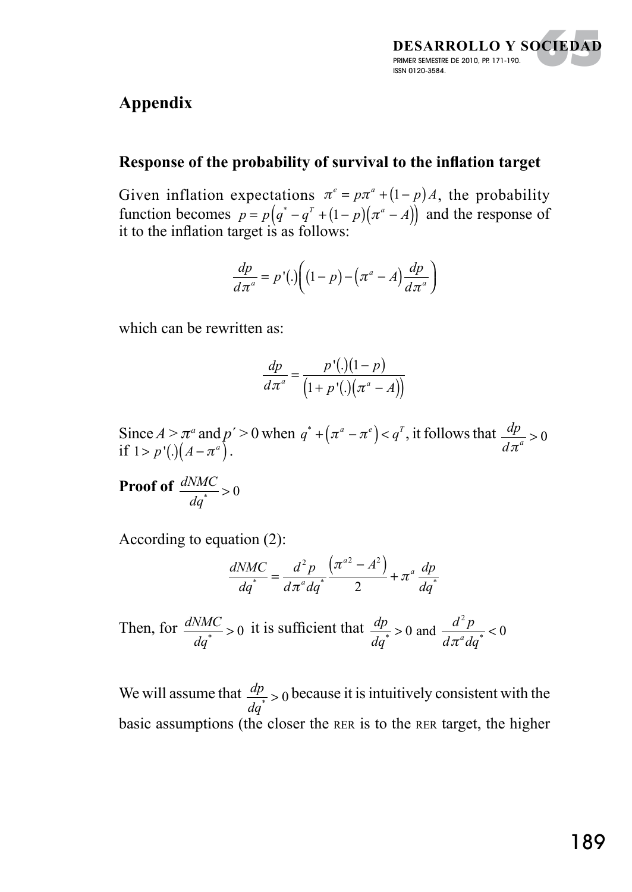## Appendix

### Response of the probability of survival to the inflation target

Given inflation expectations $\pi^e = p\pi^a + (1-p)A$, the probability function becomes $p = p\left(q^* - q^T + (1-p)(\pi^a - A)\right)$ and the response of it to the inflation target is as follows:

$$\frac{dp}{d\pi^a} = p'(.)\left((1-p) - (\pi^a - A)\frac{dp}{d\pi^a}\right)$$

which can be rewritten as:

$$\frac{dp}{d\pi^a} = \frac{p'(.)(1-p)}{\left(1 + p'(.)(\pi^a - A)\right)}$$

Since $A > \pi^a$ and $p' > 0$ when $q^* + (\pi^a - \pi^e) < q^T$, it follows that $\frac{dp}{d\pi^a} > 0$ if $1 > p'(.)(A - \pi^a)$.

**Proof of $\frac{dNMC}{dq^*} > 0$**

According to equation (2):

$$\frac{dNMC}{dq^*} = \frac{d^2 p}{d\pi^a dq^*}\frac{\left(\pi^{a2} - A^2\right)}{2} + \pi^a \frac{dp}{dq^*}$$

Then, for $\frac{dNMC}{dq^*} > 0$ it is sufficient that $\frac{dp}{dq^*} > 0$ and $\frac{d^2 p}{d\pi^a dq^*} < 0$

We will assume that $\frac{dp}{dq^*} > 0$ because it is intuitively consistent with the basic assumptions (the closer the RER is to the RER target, the higher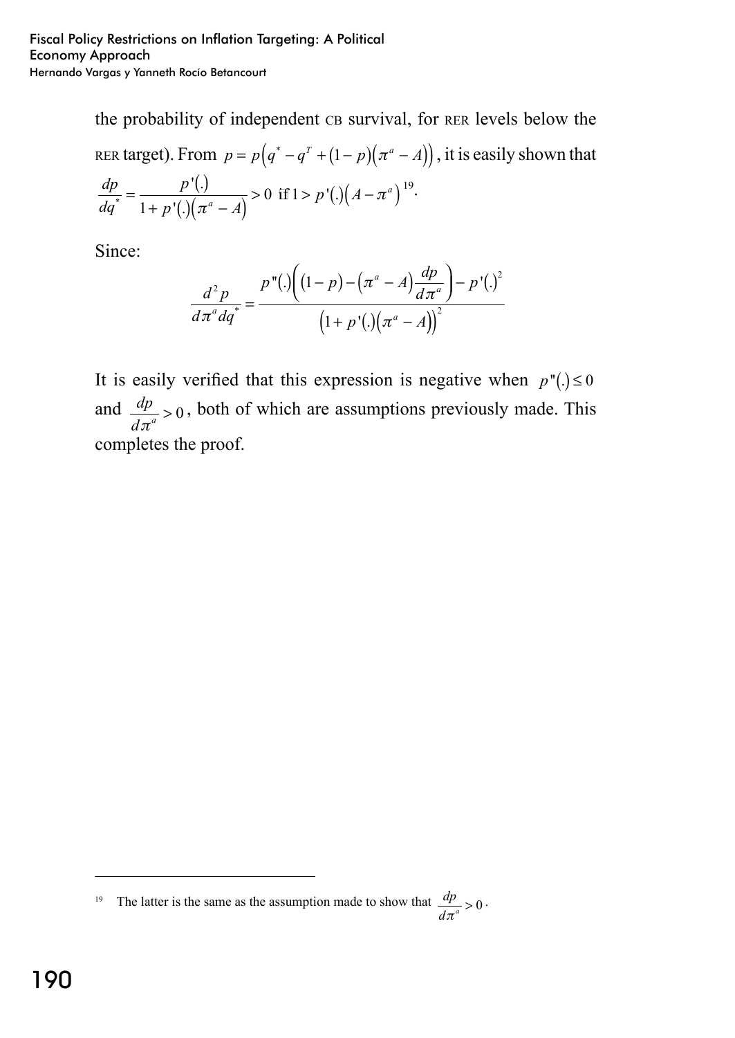the probability of independent CB survival, for RER levels below the RER target). From $p = p\left(q^* - q^T + (1-p)\left(\pi^a - A\right)\right)$, it is easily shown that $\frac{dp}{dq^*} = \frac{p'(.)}{1 + p'(.)\left(\pi^a - A\right)} > 0$ if $1 > p'(.)\left(A - \pi^a\right)$[19].

Since:

$$\frac{d^2 p}{d\pi^a dq^*} = \frac{p''(.)\left(\left(1-p\right) - \left(\pi^a - A\right)\frac{dp}{d\pi^a}\right) - p'(.)^2}{\left(1 + p'(.)\left(\pi^a - A\right)\right)^2}$$

It is easily verified that this expression is negative when $p''(.) \leq 0$ and $\frac{dp}{d\pi^a} > 0$, both of which are assumptions previously made. This completes the proof.

---

[19] The latter is the same as the assumption made to show that $\frac{dp}{d\pi^a} > 0$.